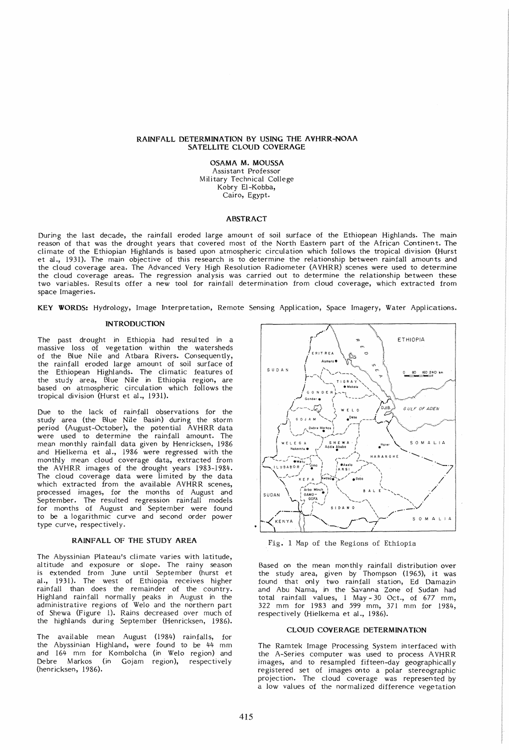# RAINFALL DETERMINATION BY USING THE AVHRR-NOAA SATELLITE CLOUD COVERAGE

**OSAMA M. MOUSSA**
Assistant Professor
Military Technical College
Kobry El-Kobba,
Cairo, Egypt.

## ABSTRACT

During the last decade, the rainfall eroded large amount of soil surface of the Ethiopean Highlands. The main reason of that was the drought years that covered most of the North Eastern part of the African Continent. The climate of the Ethiopian Highlands is based upon atmospheric circulation which follows the tropical division (Hurst et al., 1931). The main objective of this research is to determine the relationship between rainfall amounts and the cloud coverage area. The Advanced Very High Resolution Radiometer (AVHRR) scenes were used to determine the cloud coverage areas. The regression analysis was carried out to determine the relationship between these two variables. Results offer a new tool for rainfall determination from cloud coverage, which extracted from space Imageries.

**KEY WORDS:** Hydrology, Image Interpretation, Remote Sensing Application, Space Imagery, Water Applications.

## INTRODUCTION

The past drought in Ethiopia had resulted in a massive loss of vegetation within the watersheds of the Blue Nile and Atbara Rivers. Consequently, the rainfall eroded large amount of soil surface of the Ethiopean Highlands. The climatic features of the study area, Blue Nile in Ethiopia region, are based on atmospheric circulation which follows the tropical division (Hurst et al., 1931).

Due to the lack of rainfall observations for the study area (the Blue Nile Basin) during the storm period (August-October), the potential AVHRR data were used to determine the rainfall amount. The mean monthly rainfall data given by Henricksen, 1986 and Hielkema et al., 1986 were regressed with the monthly mean cloud coverage data, extracted from the AVHRR images of the drought years 1983-1984. The cloud coverage data were limited by the data which extracted from the available AVHRR scenes, processed images, for the months of August and September. The resulted regression rainfall models for months of August and September were found to be a logarithmic curve and second order power type curve, respectively.

## RAINFALL OF THE STUDY AREA

The Abyssinian Plateau's climate varies with latitude, altitude and exposure or slope. The rainy season is extended from June until September (hurst et al., 1931). The west of Ethiopia receives higher rainfall than does the remainder of the country. Highland rainfall normally peaks in August in the administrative regions of Welo and the northern part of Shewa (Figure 1). Rains decreased over much of the highlands during September (Henricksen, 1986).

The available mean August (1984) rainfalls, for the Abyssinian Highland, were found to be 44 mm and 164 mm for Kombolcha (in Welo region) and Debre Markos (in Gojam region), respectively (henricksen, 1986).

ETHIOPIA
ERITREA
Asmera
SUDAN
0 80 160 240 km
TIGRAY
Mekele
GONDER
Gonder
WELO
Dese
DJIB.
GULF OF ADEN
GOJAM
Debre Markos
WELEGA
Nekemte
SHEWA
Addis Ababa
Harer
SOMALIA
HARARGHE
ILUBABOR
Matu
Jimo
Asela
ARSI
KEFA
Awasa
Goba
BALE
Arba Minch
GAMO-GOFA
SUDAN
SIDAMO
KENYA
SOMALIA

Fig. 1 Map of the Regions of Ethiopia

Based on the mean monthly rainfall distribution over the study area, given by Thompson (1965), it was found that only two rainfall station, Ed Damazin and Abu Nama, in the Savanna Zone of Sudan had total rainfall values, 1 May - 30 Oct., of 677 mm, 322 mm for 1983 and 599 mm, 371 mm for 1984, respectively (Hielkema et al., 1986).

## CLOUD COVERAGE DETERMINATION

The Ramtek Image Processing System interfaced with the A-Series computer was used to process AVHRR images, and to resampled fifteen-day geographically registered set of images onto a polar stereographic projection. The cloud coverage was represented by a low values of the normalized difference vegetation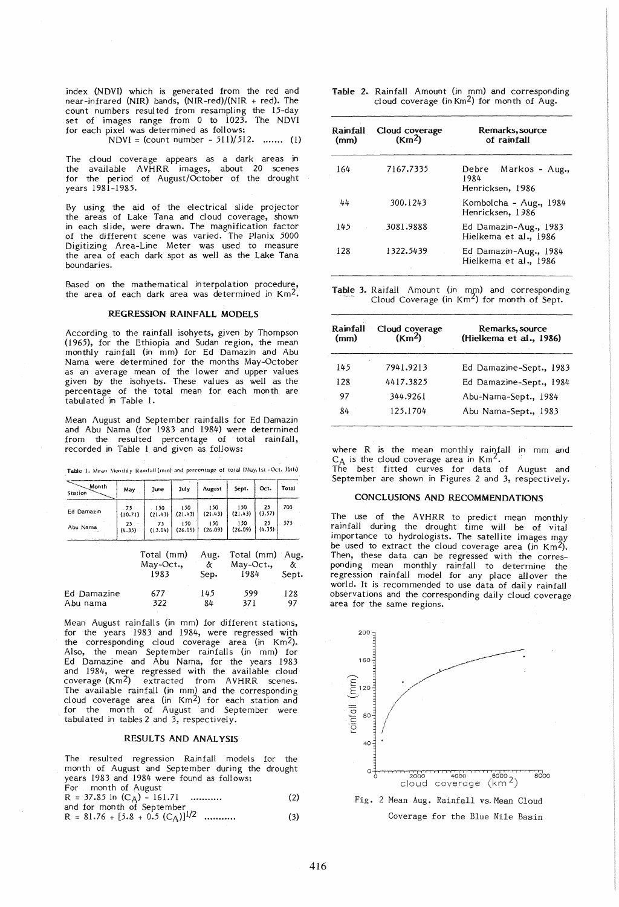index (NDVI) which is generated from the red and near-infrared (NIR) bands, (NIR-red)/(NIR + red). The count numbers resulted from resampling the 15-day set of images range from 0 to 1023. The NDVI for each pixel was determined as follows:

$$\text{NDVI} = (\text{count number} - 511)/512. \quad \text{....... (1)}$$

The cloud coverage appears as a dark areas in the available AVHRR images, about 20 scenes for the period of August/October of the drought years 1981-1985.

By using the aid of the electrical slide projector the areas of Lake Tana and cloud coverage, shown in each slide, were drawn. The magnification factor of the different scene was varied. The Planix 5000 Digitizing Area-Line Meter was used to measure the area of each dark spot as well as the Lake Tana boundaries.

Based on the mathematical interpolation procedure, the area of each dark area was determined in $Km^2$.

## REGRESSION RAINFALL MODELS

According to the rainfall isohyets, given by Thompson (1965), for the Ethiopia and Sudan region, the mean monthly rainfall (in mm) for Ed Damazin and Abu Nama were determined for the months May-October as an average mean of the lower and upper values given by the isohyets. These values as well as the percentage of the total mean for each month are tabulated in Table 1.

Mean August and September rainfalls for Ed Damazin and Abu Nama (for 1983 and 1984) were determined from the resulted percentage of total rainfall, recorded in Table 1 and given as follows:

Table 1. Mean Monthly Rainfall (mm) and percentage of total (May, 1st - Oct. 30th)

| Station \ Month | May | June | July | August | Sept. | Oct. | Total |
|---|---|---|---|---|---|---|---|
| Ed Damazin | 75 (10.71) | 150 (21.43) | 150 (21.43) | 150 (21.43) | 150 (21.43) | 25 (3.57) | 700 |
| Abu Nama | 25 (4.35) | 75 (13.04) | 150 (26.09) | 150 (26.09) | 150 (26.09) | 25 (4.35) | 575 |

| | Total (mm) May-Oct., 1983 | Aug. & Sep. | Total (mm) May-Oct., 1984 | Aug. & Sept. |
|---|---|---|---|---|
| Ed Damazine | 677 | 145 | 599 | 128 |
| Abu nama | 322 | 84 | 371 | 97 |

Mean August rainfalls (in mm) for different stations, for the years 1983 and 1984, were regressed with the corresponding cloud coverage area (in $Km^2$). Also, the mean September rainfalls (in mm) for Ed Damazine and Abu Nama, for the years 1983 and 1984, were regressed with the available cloud coverage ($Km^2$) extracted from AVHRR scenes. The available rainfall (in mm) and the corresponding cloud coverage area (in $Km^2$) for each station and for the month of August and September were tabulated in tables 2 and 3, respectively.

## RESULTS AND ANALYSIS

The resulted regression Rainfall models for the month of August and September during the drought years 1983 and 1984 were found as follows:

For month of August

$$R = 37.85 \ln (C_A) - 161.71 \quad \text{..........} \quad (2)$$

and for month of September

$$R = 81.76 + [5.8 + 0.5 (C_A)]^{1/2} \quad \text{..........} \quad (3)$$

Table 2. Rainfall Amount (in mm) and corresponding cloud coverage (in $Km^2$) for month of Aug.

| Rainfall (mm) | Cloud coverage ($Km^2$) | Remarks, source of rainfall |
|---|---|---|
| 164 | 7167.7335 | Debre Markos - Aug., 1984 Henricksen, 1986 |
| 44 | 300.1243 | Kombolcha - Aug., 1984 Henricksen, 1986 |
| 145 | 3081.9888 | Ed Damazin-Aug., 1983 Hielkema et al., 1986 |
| 128 | 1322.5439 | Ed Damazin-Aug., 1984 Hielkema et al., 1986 |

Table 3. Raifall Amount (in mm) and corresponding Cloud Coverage (in $Km^2$) for month of Sept.

| Rainfall (mm) | Cloud coverage ($Km^2$) | Remarks, source (Hielkema et al., 1986) |
|---|---|---|
| 145 | 7941.9213 | Ed Damazine-Sept., 1983 |
| 128 | 4417.3825 | Ed Damazine-Sept., 1984 |
| 97 | 344.9261 | Abu-Nama-Sept., 1984 |
| 84 | 125.1704 | Abu Nama-Sept., 1983 |

where R is the mean monthly rainfall in mm and $C_A$ is the cloud coverage area in $Km^2$.

The best fitted curves for data of August and September are shown in Figures 2 and 3, respectively.

## CONCLUSIONS AND RECOMMENDATIONS

The use of the AVHRR to predict mean monthly rainfall during the drought time will be of vital importance to hydrologists. The satellite images may be used to extract the cloud coverage area (in $Km^2$). Then, these data can be regressed with the corresponding mean monthly rainfall to determine the regression rainfall model for any place allover the world. It is recommended to use data of daily rainfall observations and the corresponding daily cloud coverage area for the same regions.

200
160
120
80
40
0
rainfall (mm)
0 2000 4000 6000 8000
cloud coverage ($km^2$)

Fig. 2 Mean Aug. Rainfall vs. Mean Cloud Coverage for the Blue Nile Basin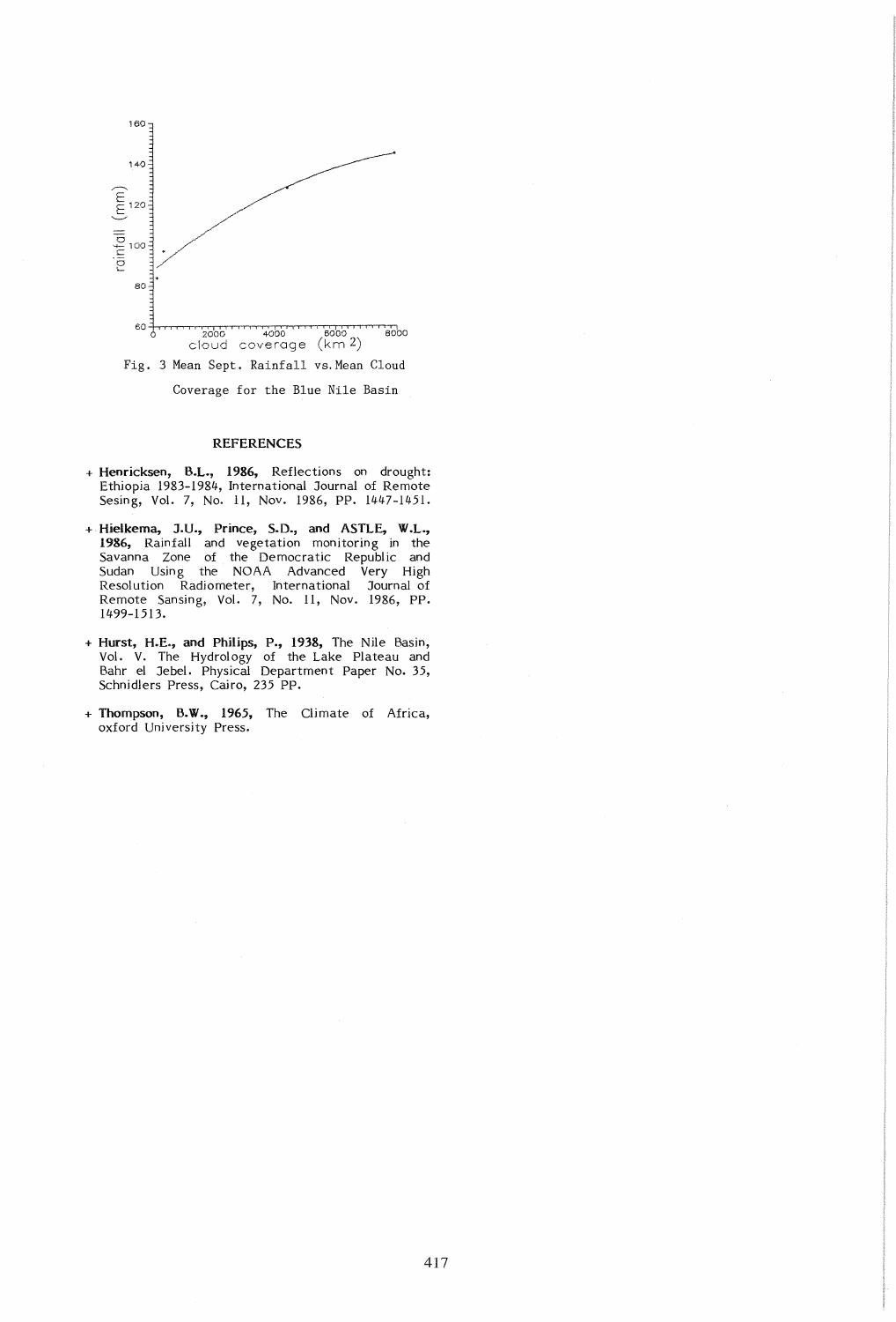160

140

120

100

80

60

rainfall (mm)

0 2000 4000 6000 8000

cloud coverage (km 2)

Fig. 3 Mean Sept. Rainfall vs. Mean Cloud Coverage for the Blue Nile Basin

## REFERENCES

+ **Henricksen, B.L., 1986,** Reflections on drought: Ethiopia 1983-1984, International Journal of Remote Sesing, Vol. 7, No. 11, Nov. 1986, PP. 1447-1451.

+ **Hielkema, J.U., Prince, S.D., and ASTLE, W.L., 1986,** Rainfall and vegetation monitoring in the Savanna Zone of the Democratic Republic and Sudan Using the NOAA Advanced Very High Resolution Radiometer, International Journal of Remote Sansing, Vol. 7, No. 11, Nov. 1986, PP. 1499-1513.

+ **Hurst, H.E., and Philips, P., 1938,** The Nile Basin, Vol. V. The Hydrology of the Lake Plateau and Bahr el Jebel. Physical Department Paper No. 35, Schnidlers Press, Cairo, 235 PP.

+ **Thompson, B.W., 1965,** The Climate of Africa, oxford University Press.